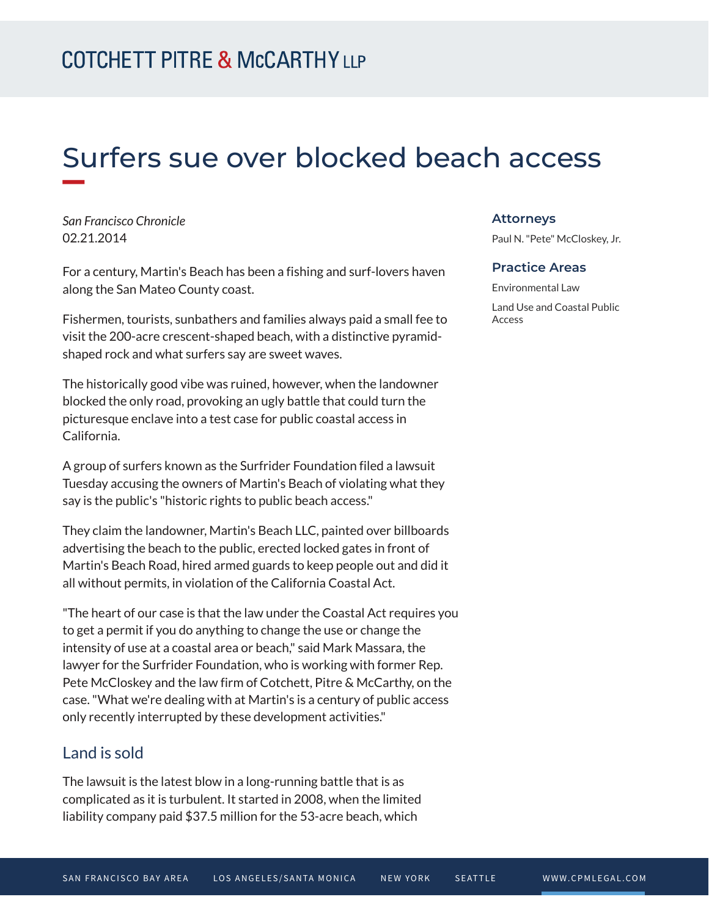# Surfers sue over blocked beach access

*San Francisco Chronicle*
02.21.2014

For a century, Martin's Beach has been a fishing and surf-lovers haven along the San Mateo County coast.

Fishermen, tourists, sunbathers and families always paid a small fee to visit the 200-acre crescent-shaped beach, with a distinctive pyramid-shaped rock and what surfers say are sweet waves.

The historically good vibe was ruined, however, when the landowner blocked the only road, provoking an ugly battle that could turn the picturesque enclave into a test case for public coastal access in California.

A group of surfers known as the Surfrider Foundation filed a lawsuit Tuesday accusing the owners of Martin's Beach of violating what they say is the public's "historic rights to public beach access."

They claim the landowner, Martin's Beach LLC, painted over billboards advertising the beach to the public, erected locked gates in front of Martin's Beach Road, hired armed guards to keep people out and did it all without permits, in violation of the California Coastal Act.

"The heart of our case is that the law under the Coastal Act requires you to get a permit if you do anything to change the use or change the intensity of use at a coastal area or beach," said Mark Massara, the lawyer for the Surfrider Foundation, who is working with former Rep. Pete McCloskey and the law firm of Cotchett, Pitre & McCarthy, on the case. "What we're dealing with at Martin's is a century of public access only recently interrupted by these development activities."

## Land is sold

The lawsuit is the latest blow in a long-running battle that is as complicated as it is turbulent. It started in 2008, when the limited liability company paid $37.5 million for the 53-acre beach, which

**Attorneys**

Paul N. "Pete" McCloskey, Jr.

**Practice Areas**

Environmental Law

Land Use and Coastal Public Access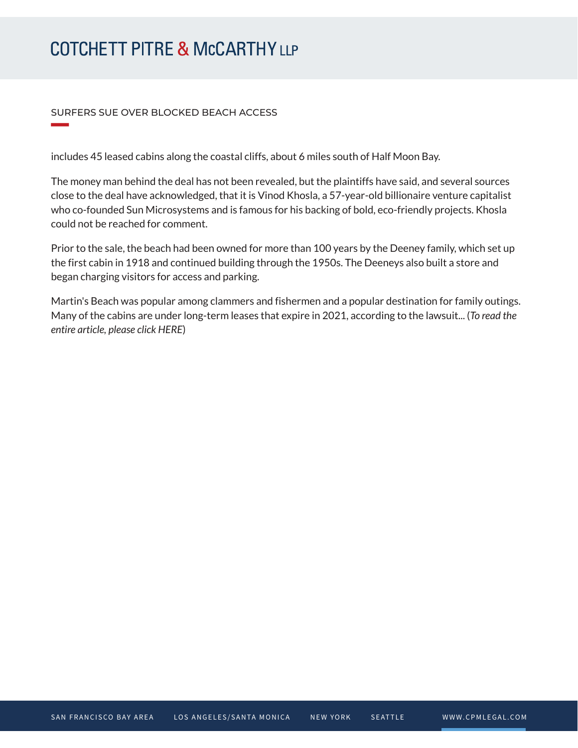includes 45 leased cabins along the coastal cliffs, about 6 miles south of Half Moon Bay.

The money man behind the deal has not been revealed, but the plaintiffs have said, and several sources close to the deal have acknowledged, that it is Vinod Khosla, a 57-year-old billionaire venture capitalist who co-founded Sun Microsystems and is famous for his backing of bold, eco-friendly projects. Khosla could not be reached for comment.

Prior to the sale, the beach had been owned for more than 100 years by the Deeney family, which set up the first cabin in 1918 and continued building through the 1950s. The Deeneys also built a store and began charging visitors for access and parking.

Martin's Beach was popular among clammers and fishermen and a popular destination for family outings. Many of the cabins are under long-term leases that expire in 2021, according to the lawsuit... (*To read the entire article, please click HERE*)